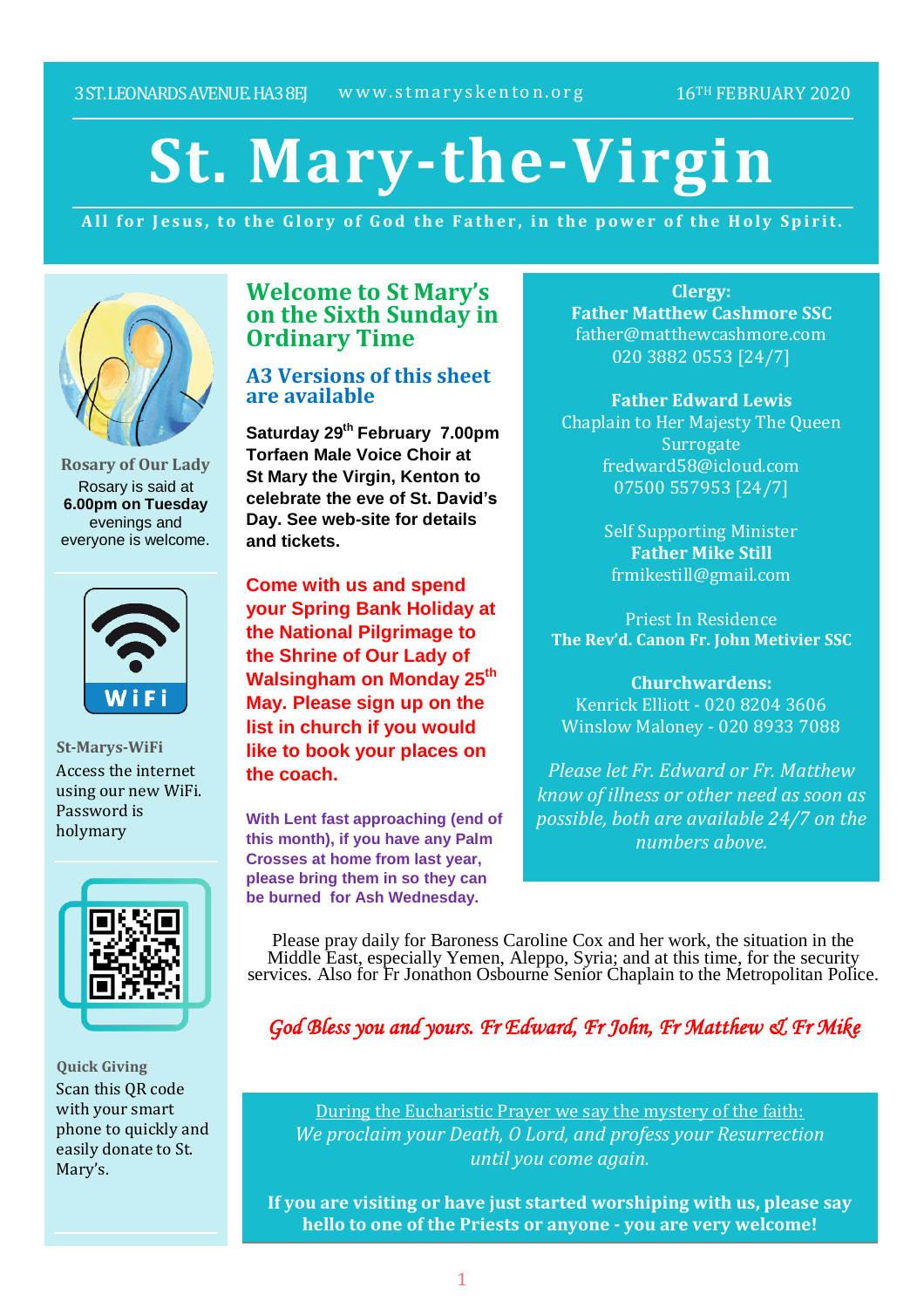3 ST. LEONARDS AVENUE. HA3 8EJ www.stmaryskenton.org 16TH FEBRUARY 2020

# St. Mary-the-Virgin

**All for Jesus, to the Glory of God the Father, in the power of the Holy Spirit.**

**Rosary of Our Lady**

Rosary is said at **6.00pm on Tuesday** evenings and everyone is welcome.

**St-Marys-WiFi**

Access the internet using our new WiFi. Password is holymary

**Quick Giving**

Scan this QR code with your smart phone to quickly and easily donate to St. Mary's.

## Welcome to St Mary's on the Sixth Sunday in Ordinary Time

### A3 Versions of this sheet are available

**Saturday 29th February 7.00pm Torfaen Male Voice Choir at St Mary the Virgin, Kenton to celebrate the eve of St. David's Day. See web-site for details and tickets.**

**Come with us and spend your Spring Bank Holiday at the National Pilgrimage to the Shrine of Our Lady of Walsingham on Monday 25th May. Please sign up on the list in church if you would like to book your places on the coach.**

**With Lent fast approaching (end of this month), if you have any Palm Crosses at home from last year, please bring them in so they can be burned for Ash Wednesday.**

**Clergy:**
**Father Matthew Cashmore SSC**
father@matthewcashmore.com
020 3882 0553 [24/7]

**Father Edward Lewis**
Chaplain to Her Majesty The Queen
Surrogate
fredward58@icloud.com
07500 557953 [24/7]

Self Supporting Minister
**Father Mike Still**
frmikestill@gmail.com

Priest In Residence
**The Rev'd. Canon Fr. John Metivier SSC**

**Churchwardens:**
Kenrick Elliott - 020 8204 3606
Winslow Maloney - 020 8933 7088

*Please let Fr. Edward or Fr. Matthew know of illness or other need as soon as possible, both are available 24/7 on the numbers above.*

Please pray daily for Baroness Caroline Cox and her work, the situation in the Middle East, especially Yemen, Aleppo, Syria; and at this time, for the security services. Also for Fr Jonathon Osbourne Senior Chaplain to the Metropolitan Police.

*God Bless you and yours. Fr Edward, Fr John, Fr Matthew & Fr Mike*

During the Eucharistic Prayer we say the mystery of the faith:
*We proclaim your Death, O Lord, and profess your Resurrection until you come again.*

**If you are visiting or have just started worshiping with us, please say hello to one of the Priests or anyone - you are very welcome!**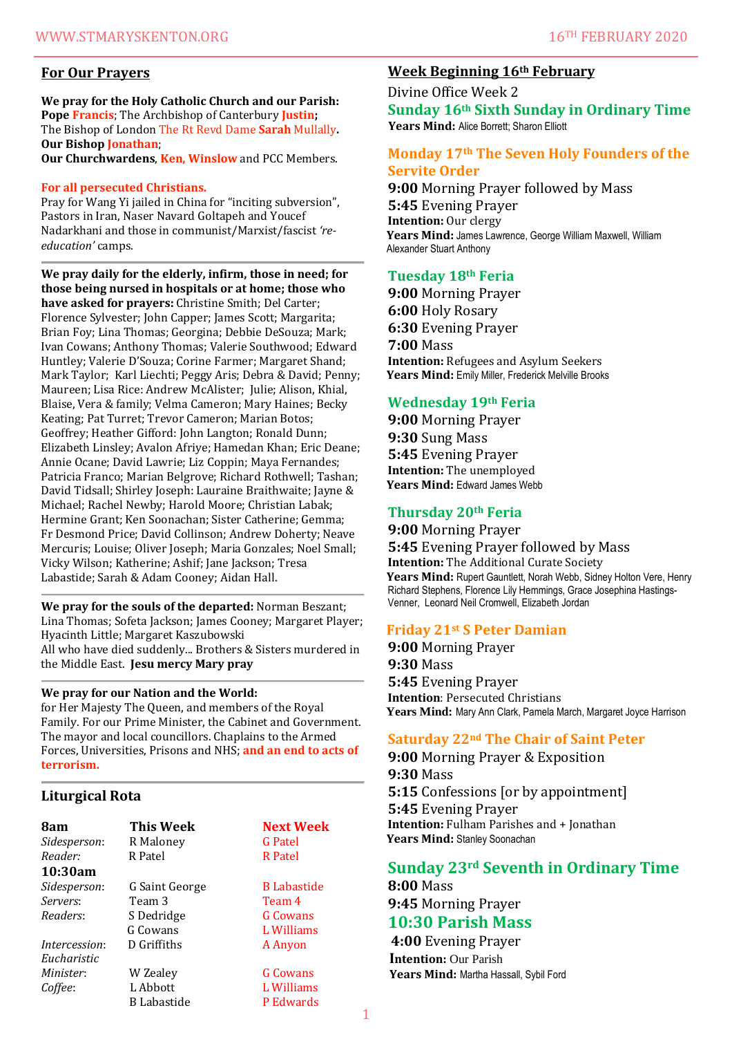## For Our Prayers

**We pray for the Holy Catholic Church and our Parish:**
**Pope Francis**; The Archbishop of Canterbury **Justin;**
The Bishop of London The Rt Revd Dame **Sarah** Mullally**.**
**Our Bishop Jonathan**;
**Our Churchwardens**, **Ken, Winslow** and PCC Members.

**For all persecuted Christians.**
Pray for Wang Yi jailed in China for "inciting subversion", Pastors in Iran, Naser Navard Goltapeh and Youcef Nadarkhani and those in communist/Marxist/fascist *'re-education'* camps.

**We pray daily for the elderly, infirm, those in need; for those being nursed in hospitals or at home; those who have asked for prayers:** Christine Smith; Del Carter; Florence Sylvester; John Capper; James Scott; Margarita; Brian Foy; Lina Thomas; Georgina; Debbie DeSouza; Mark; Ivan Cowans; Anthony Thomas; Valerie Southwood; Edward Huntley; Valerie D'Souza; Corine Farmer; Margaret Shand; Mark Taylor; Karl Liechti; Peggy Aris; Debra & David; Penny; Maureen; Lisa Rice: Andrew McAlister; Julie; Alison, Khial, Blaise, Vera & family; Velma Cameron; Mary Haines; Becky Keating; Pat Turret; Trevor Cameron; Marian Botos; Geoffrey; Heather Gifford: John Langton; Ronald Dunn; Elizabeth Linsley; Avalon Afriye; Hamedan Khan; Eric Deane; Annie Ocane; David Lawrie; Liz Coppin; Maya Fernandes; Patricia Franco; Marian Belgrove; Richard Rothwell; Tashan; David Tidsall; Shirley Joseph: Lauraine Braithwaite; Jayne & Michael; Rachel Newby; Harold Moore; Christian Labak; Hermine Grant; Ken Soonachan; Sister Catherine; Gemma; Fr Desmond Price; David Collinson; Andrew Doherty; Neave Mercuris; Louise; Oliver Joseph; Maria Gonzales; Noel Small; Vicky Wilson; Katherine; Ashif; Jane Jackson; Tresa Labastide; Sarah & Adam Cooney; Aidan Hall.

**We pray for the souls of the departed:** Norman Beszant; Lina Thomas; Sofeta Jackson; James Cooney; Margaret Player; Hyacinth Little; Margaret Kaszubowski
All who have died suddenly... Brothers & Sisters murdered in the Middle East. **Jesu mercy Mary pray**

**We pray for our Nation and the World:**
for Her Majesty The Queen, and members of the Royal Family. For our Prime Minister, the Cabinet and Government. The mayor and local councillors. Chaplains to the Armed Forces, Universities, Prisons and NHS; **and an end to acts of terrorism.**

## Liturgical Rota

| | This Week | Next Week |
|---|---|---|
| **8am** | | |
| *Sidesperson*: | R Maloney | G Patel |
| *Reader:* | R Patel | R Patel |
| **10:30am** | | |
| *Sidesperson*: | G Saint George | B Labastide |
| *Servers*: | Team 3 | Team 4 |
| *Readers*: | S Dedridge<br>G Cowans | G Cowans<br>L Williams |
| *Intercession*: | D Griffiths | A Anyon |
| *Eucharistic Minister*: | W Zealey | G Cowans |
| *Coffee*: | L Abbott<br>B Labastide | L Williams<br>P Edwards |

## Week Beginning 16th February

Divine Office Week 2

### Sunday 16th Sixth Sunday in Ordinary Time
**Years Mind:** Alice Borrett; Sharon Elliott

### Monday 17th The Seven Holy Founders of the Servite Order
**9:00** Morning Prayer followed by Mass
**5:45** Evening Prayer
**Intention:** Our clergy
**Years Mind:** James Lawrence, George William Maxwell, William Alexander Stuart Anthony

### Tuesday 18th Feria
**9:00** Morning Prayer
**6:00** Holy Rosary
**6:30** Evening Prayer
**7:00** Mass
**Intention:** Refugees and Asylum Seekers
**Years Mind:** Emily Miller, Frederick Melville Brooks

### Wednesday 19th Feria
**9:00** Morning Prayer
**9:30** Sung Mass
**5:45** Evening Prayer
**Intention:** The unemployed
**Years Mind:** Edward James Webb

### Thursday 20th Feria
**9:00** Morning Prayer
**5:45** Evening Prayer followed by Mass
**Intention:** The Additional Curate Society
**Years Mind:** Rupert Gauntlett, Norah Webb, Sidney Holton Vere, Henry Richard Stephens, Florence Lily Hemmings, Grace Josephina Hastings-Venner, Leonard Neil Cromwell, Elizabeth Jordan

### Friday 21st S Peter Damian
**9:00** Morning Prayer
**9:30** Mass
**5:45** Evening Prayer
**Intention**: Persecuted Christians
**Years Mind:** Mary Ann Clark, Pamela March, Margaret Joyce Harrison

### Saturday 22nd The Chair of Saint Peter
**9:00** Morning Prayer & Exposition
**9:30** Mass
**5:15** Confessions [or by appointment]
**5:45** Evening Prayer
**Intention:** Fulham Parishes and + Jonathan
**Years Mind:** Stanley Soonachan

### Sunday 23rd Seventh in Ordinary Time
**8:00** Mass
**9:45** Morning Prayer
**10:30 Parish Mass**
**4:00** Evening Prayer
**Intention:** Our Parish
**Years Mind:** Martha Hassall, Sybil Ford